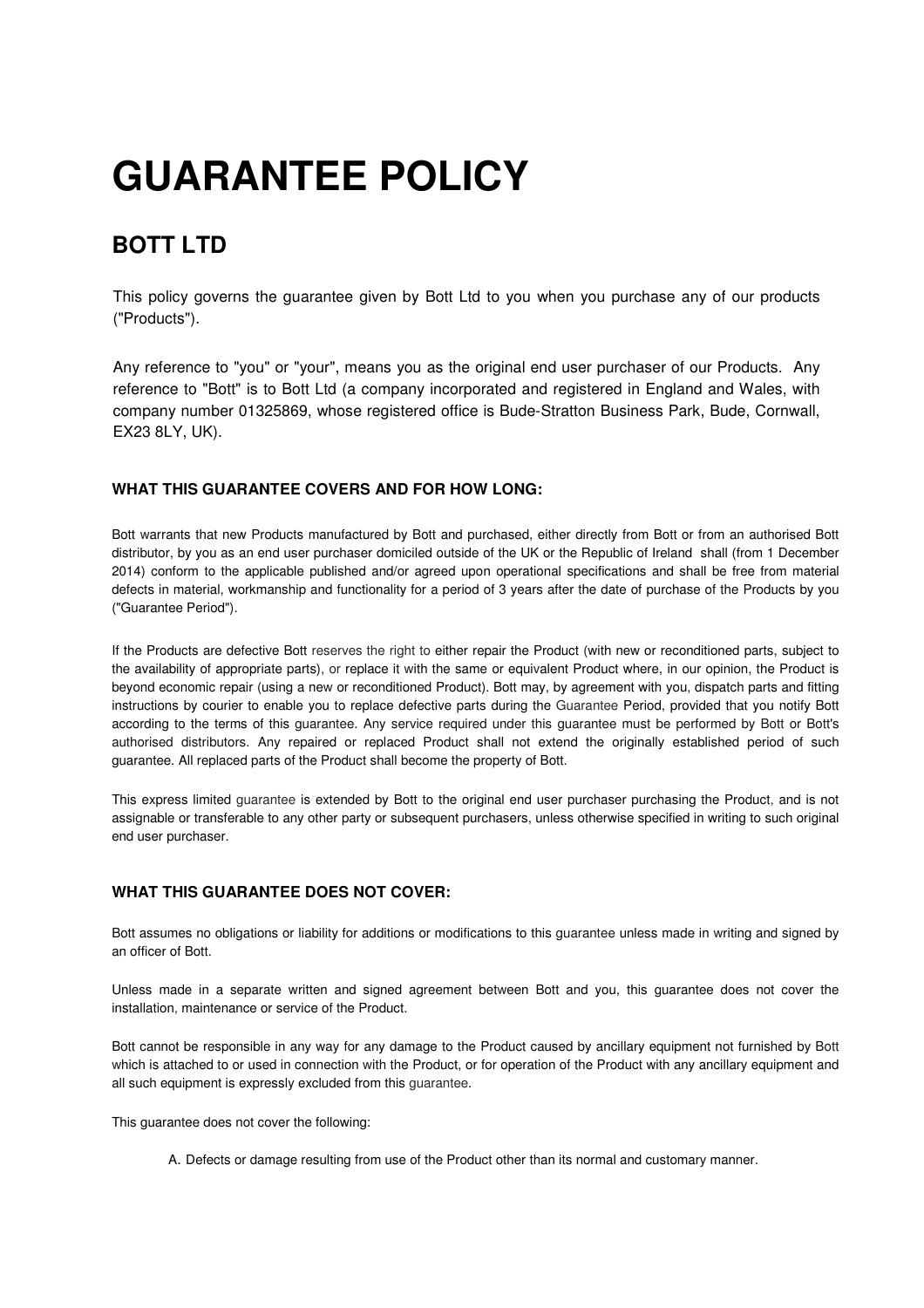# GUARANTEE POLICY

## BOTT LTD

This policy governs the guarantee given by Bott Ltd to you when you purchase any of our products ("Products").

Any reference to "you" or "your", means you as the original end user purchaser of our Products. Any reference to "Bott" is to Bott Ltd (a company incorporated and registered in England and Wales, with company number 01325869, whose registered office is Bude-Stratton Business Park, Bude, Cornwall, EX23 8LY, UK).

### WHAT THIS GUARANTEE COVERS AND FOR HOW LONG:

Bott warrants that new Products manufactured by Bott and purchased, either directly from Bott or from an authorised Bott distributor, by you as an end user purchaser domiciled outside of the UK or the Republic of Ireland shall (from 1 December 2014) conform to the applicable published and/or agreed upon operational specifications and shall be free from material defects in material, workmanship and functionality for a period of 3 years after the date of purchase of the Products by you ("Guarantee Period").

If the Products are defective Bott reserves the right to either repair the Product (with new or reconditioned parts, subject to the availability of appropriate parts), or replace it with the same or equivalent Product where, in our opinion, the Product is beyond economic repair (using a new or reconditioned Product). Bott may, by agreement with you, dispatch parts and fitting instructions by courier to enable you to replace defective parts during the Guarantee Period, provided that you notify Bott according to the terms of this guarantee. Any service required under this guarantee must be performed by Bott or Bott's authorised distributors. Any repaired or replaced Product shall not extend the originally established period of such guarantee. All replaced parts of the Product shall become the property of Bott.

This express limited guarantee is extended by Bott to the original end user purchaser purchasing the Product, and is not assignable or transferable to any other party or subsequent purchasers, unless otherwise specified in writing to such original end user purchaser.

### WHAT THIS GUARANTEE DOES NOT COVER:

Bott assumes no obligations or liability for additions or modifications to this guarantee unless made in writing and signed by an officer of Bott.

Unless made in a separate written and signed agreement between Bott and you, this guarantee does not cover the installation, maintenance or service of the Product.

Bott cannot be responsible in any way for any damage to the Product caused by ancillary equipment not furnished by Bott which is attached to or used in connection with the Product, or for operation of the Product with any ancillary equipment and all such equipment is expressly excluded from this guarantee.

This guarantee does not cover the following:

A. Defects or damage resulting from use of the Product other than its normal and customary manner.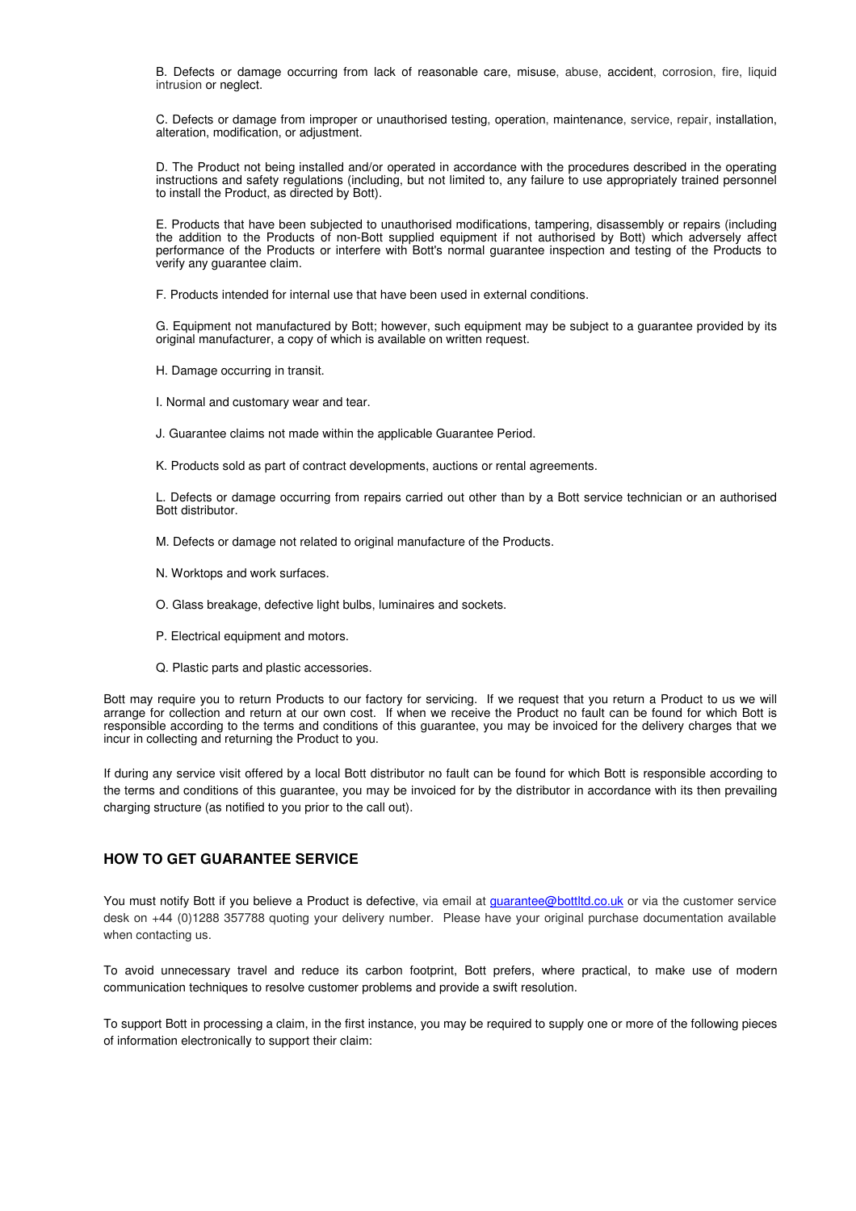B. Defects or damage occurring from lack of reasonable care, misuse, abuse, accident, corrosion, fire, liquid intrusion or neglect.

C. Defects or damage from improper or unauthorised testing, operation, maintenance, service, repair, installation, alteration, modification, or adjustment.

D. The Product not being installed and/or operated in accordance with the procedures described in the operating instructions and safety regulations (including, but not limited to, any failure to use appropriately trained personnel to install the Product, as directed by Bott).

E. Products that have been subjected to unauthorised modifications, tampering, disassembly or repairs (including the addition to the Products of non-Bott supplied equipment if not authorised by Bott) which adversely affect performance of the Products or interfere with Bott's normal guarantee inspection and testing of the Products to verify any guarantee claim.

F. Products intended for internal use that have been used in external conditions.

G. Equipment not manufactured by Bott; however, such equipment may be subject to a guarantee provided by its original manufacturer, a copy of which is available on written request.

H. Damage occurring in transit.

I. Normal and customary wear and tear.

J. Guarantee claims not made within the applicable Guarantee Period.

K. Products sold as part of contract developments, auctions or rental agreements.

L. Defects or damage occurring from repairs carried out other than by a Bott service technician or an authorised Bott distributor.

M. Defects or damage not related to original manufacture of the Products.

N. Worktops and work surfaces.

O. Glass breakage, defective light bulbs, luminaires and sockets.

P. Electrical equipment and motors.

Q. Plastic parts and plastic accessories.

Bott may require you to return Products to our factory for servicing. If we request that you return a Product to us we will arrange for collection and return at our own cost. If when we receive the Product no fault can be found for which Bott is responsible according to the terms and conditions of this guarantee, you may be invoiced for the delivery charges that we incur in collecting and returning the Product to you.

If during any service visit offered by a local Bott distributor no fault can be found for which Bott is responsible according to the terms and conditions of this guarantee, you may be invoiced for by the distributor in accordance with its then prevailing charging structure (as notified to you prior to the call out).

## HOW TO GET GUARANTEE SERVICE

You must notify Bott if you believe a Product is defective, via email at guarantee@bottltd.co.uk or via the customer service desk on +44 (0)1288 357788 quoting your delivery number. Please have your original purchase documentation available when contacting us.

To avoid unnecessary travel and reduce its carbon footprint, Bott prefers, where practical, to make use of modern communication techniques to resolve customer problems and provide a swift resolution.

To support Bott in processing a claim, in the first instance, you may be required to supply one or more of the following pieces of information electronically to support their claim: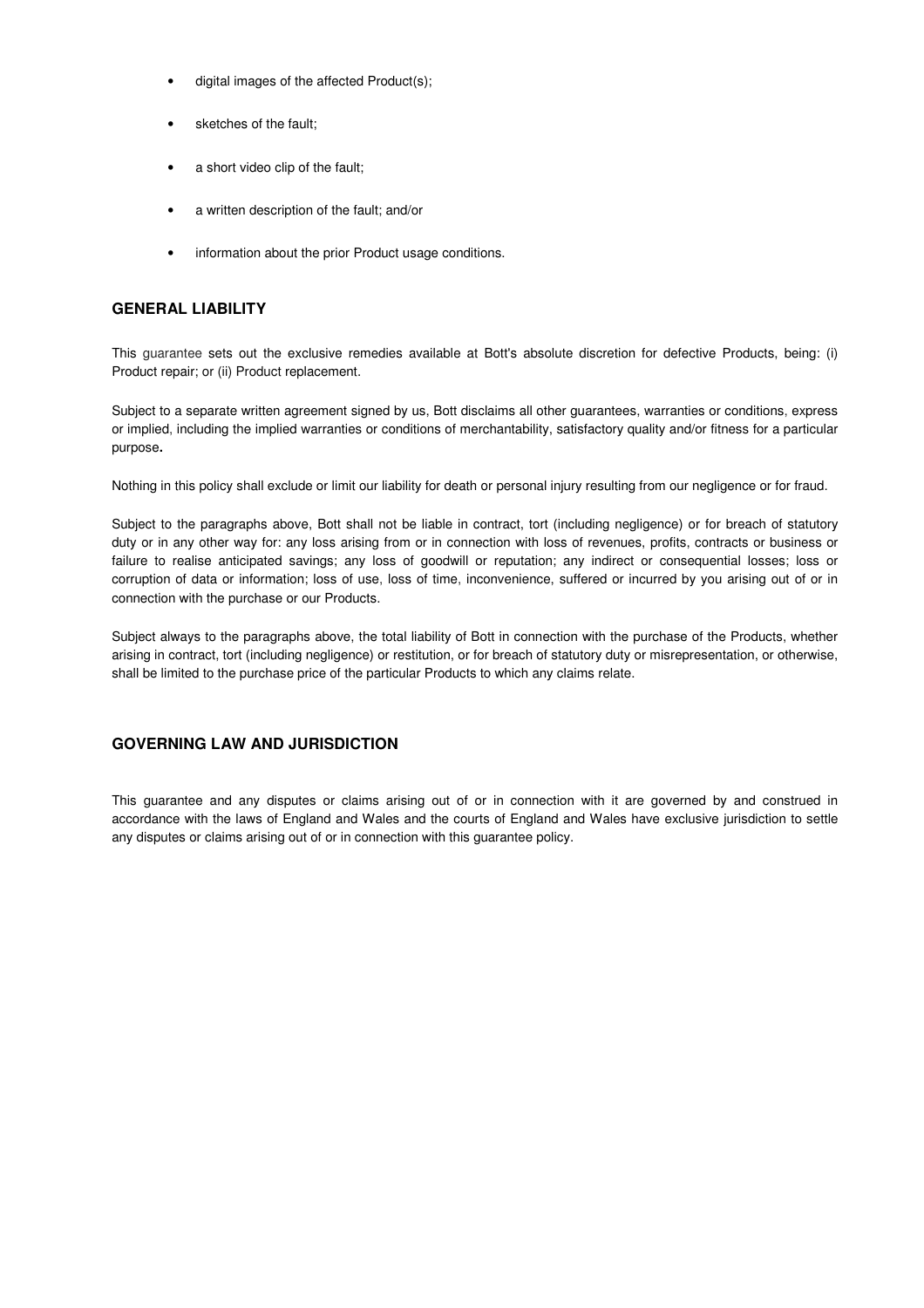- digital images of the affected Product(s);
- sketches of the fault;
- a short video clip of the fault;
- a written description of the fault; and/or
- information about the prior Product usage conditions.

## GENERAL LIABILITY

This guarantee sets out the exclusive remedies available at Bott's absolute discretion for defective Products, being: (i) Product repair; or (ii) Product replacement.

Subject to a separate written agreement signed by us, Bott disclaims all other guarantees, warranties or conditions, express or implied, including the implied warranties or conditions of merchantability, satisfactory quality and/or fitness for a particular purpose**.**

Nothing in this policy shall exclude or limit our liability for death or personal injury resulting from our negligence or for fraud.

Subject to the paragraphs above, Bott shall not be liable in contract, tort (including negligence) or for breach of statutory duty or in any other way for: any loss arising from or in connection with loss of revenues, profits, contracts or business or failure to realise anticipated savings; any loss of goodwill or reputation; any indirect or consequential losses; loss or corruption of data or information; loss of use, loss of time, inconvenience, suffered or incurred by you arising out of or in connection with the purchase or our Products.

Subject always to the paragraphs above, the total liability of Bott in connection with the purchase of the Products, whether arising in contract, tort (including negligence) or restitution, or for breach of statutory duty or misrepresentation, or otherwise, shall be limited to the purchase price of the particular Products to which any claims relate.

## GOVERNING LAW AND JURISDICTION

This guarantee and any disputes or claims arising out of or in connection with it are governed by and construed in accordance with the laws of England and Wales and the courts of England and Wales have exclusive jurisdiction to settle any disputes or claims arising out of or in connection with this guarantee policy.